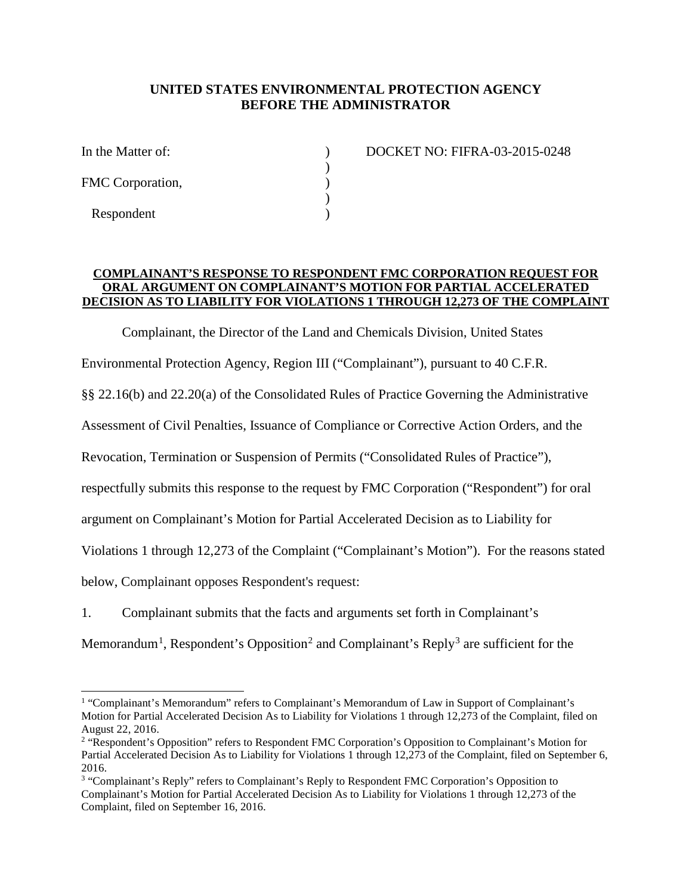**UNITED STATES ENVIRONMENTAL PROTECTION AGENCY**
**BEFORE THE ADMINISTRATOR**

| | | |
|---|---|---|
| In the Matter of: | ) | DOCKET NO: FIFRA-03-2015-0248 |
| | ) | |
| FMC Corporation, | ) | |
| | ) | |
| Respondent | ) | |

**COMPLAINANT'S RESPONSE TO RESPONDENT FMC CORPORATION REQUEST FOR ORAL ARGUMENT ON COMPLAINANT'S MOTION FOR PARTIAL ACCELERATED DECISION AS TO LIABILITY FOR VIOLATIONS 1 THROUGH 12,273 OF THE COMPLAINT**

Complainant, the Director of the Land and Chemicals Division, United States Environmental Protection Agency, Region III ("Complainant"), pursuant to 40 C.F.R. §§ 22.16(b) and 22.20(a) of the Consolidated Rules of Practice Governing the Administrative Assessment of Civil Penalties, Issuance of Compliance or Corrective Action Orders, and the Revocation, Termination or Suspension of Permits ("Consolidated Rules of Practice"), respectfully submits this response to the request by FMC Corporation ("Respondent") for oral argument on Complainant's Motion for Partial Accelerated Decision as to Liability for Violations 1 through 12,273 of the Complaint ("Complainant's Motion"). For the reasons stated below, Complainant opposes Respondent's request:

1. Complainant submits that the facts and arguments set forth in Complainant's Memorandum[1], Respondent's Opposition[2] and Complainant's Reply[3] are sufficient for the

---

[1] "Complainant's Memorandum" refers to Complainant's Memorandum of Law in Support of Complainant's Motion for Partial Accelerated Decision As to Liability for Violations 1 through 12,273 of the Complaint, filed on August 22, 2016.

[2] "Respondent's Opposition" refers to Respondent FMC Corporation's Opposition to Complainant's Motion for Partial Accelerated Decision As to Liability for Violations 1 through 12,273 of the Complaint, filed on September 6, 2016.

[3] "Complainant's Reply" refers to Complainant's Reply to Respondent FMC Corporation's Opposition to Complainant's Motion for Partial Accelerated Decision As to Liability for Violations 1 through 12,273 of the Complaint, filed on September 16, 2016.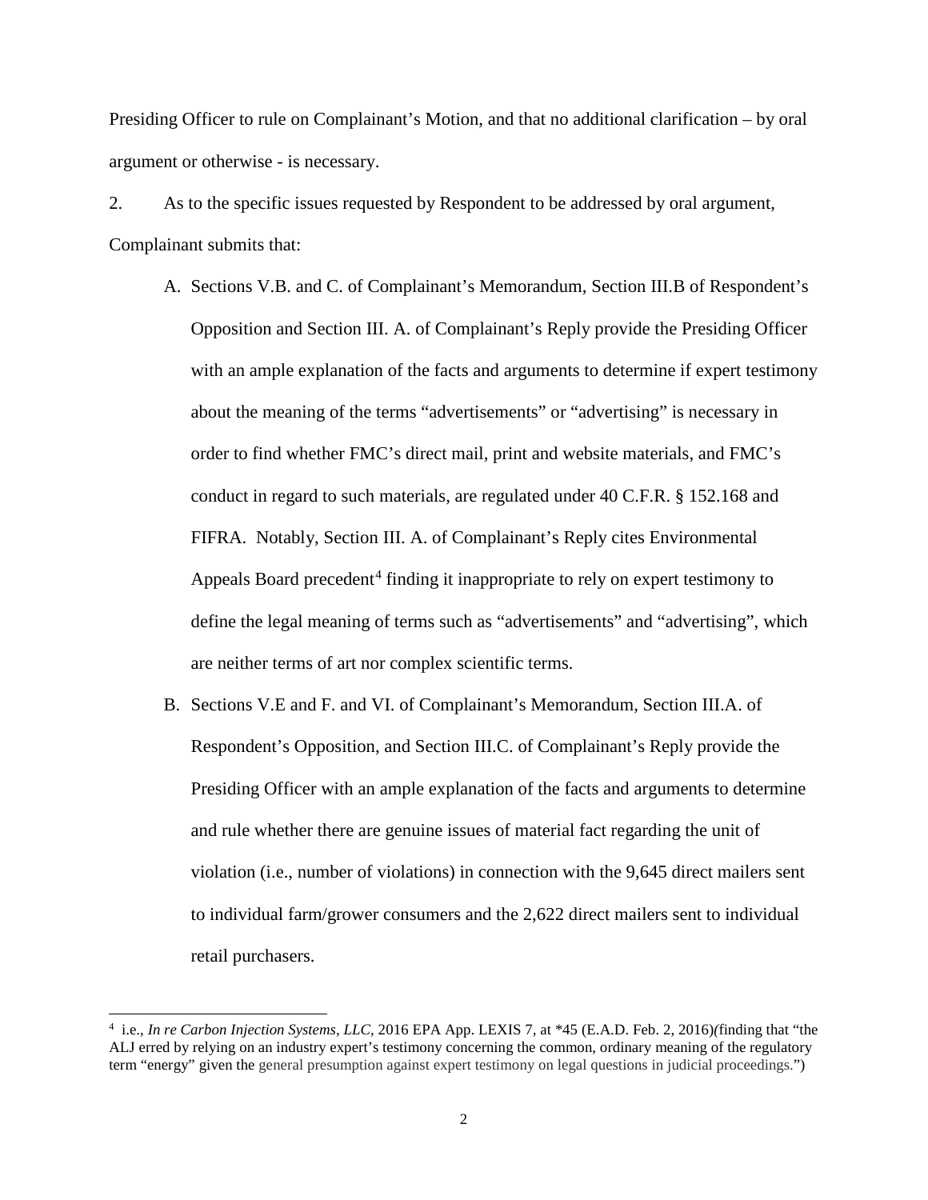Presiding Officer to rule on Complainant's Motion, and that no additional clarification – by oral argument or otherwise - is necessary.

2. As to the specific issues requested by Respondent to be addressed by oral argument, Complainant submits that:

A. Sections V.B. and C. of Complainant's Memorandum, Section III.B of Respondent's Opposition and Section III. A. of Complainant's Reply provide the Presiding Officer with an ample explanation of the facts and arguments to determine if expert testimony about the meaning of the terms "advertisements" or "advertising" is necessary in order to find whether FMC's direct mail, print and website materials, and FMC's conduct in regard to such materials, are regulated under 40 C.F.R. § 152.168 and FIFRA. Notably, Section III. A. of Complainant's Reply cites Environmental Appeals Board precedent[4] finding it inappropriate to rely on expert testimony to define the legal meaning of terms such as "advertisements" and "advertising", which are neither terms of art nor complex scientific terms.

B. Sections V.E and F. and VI. of Complainant's Memorandum, Section III.A. of Respondent's Opposition, and Section III.C. of Complainant's Reply provide the Presiding Officer with an ample explanation of the facts and arguments to determine and rule whether there are genuine issues of material fact regarding the unit of violation (i.e., number of violations) in connection with the 9,645 direct mailers sent to individual farm/grower consumers and the 2,622 direct mailers sent to individual retail purchasers.

---

[4] i.e., *In re Carbon Injection Systems, LLC*, 2016 EPA App. LEXIS 7, at *45 (E.A.D. Feb. 2, 2016)(finding that "the ALJ erred by relying on an industry expert's testimony concerning the common, ordinary meaning of the regulatory term "energy" given the general presumption against expert testimony on legal questions in judicial proceedings.")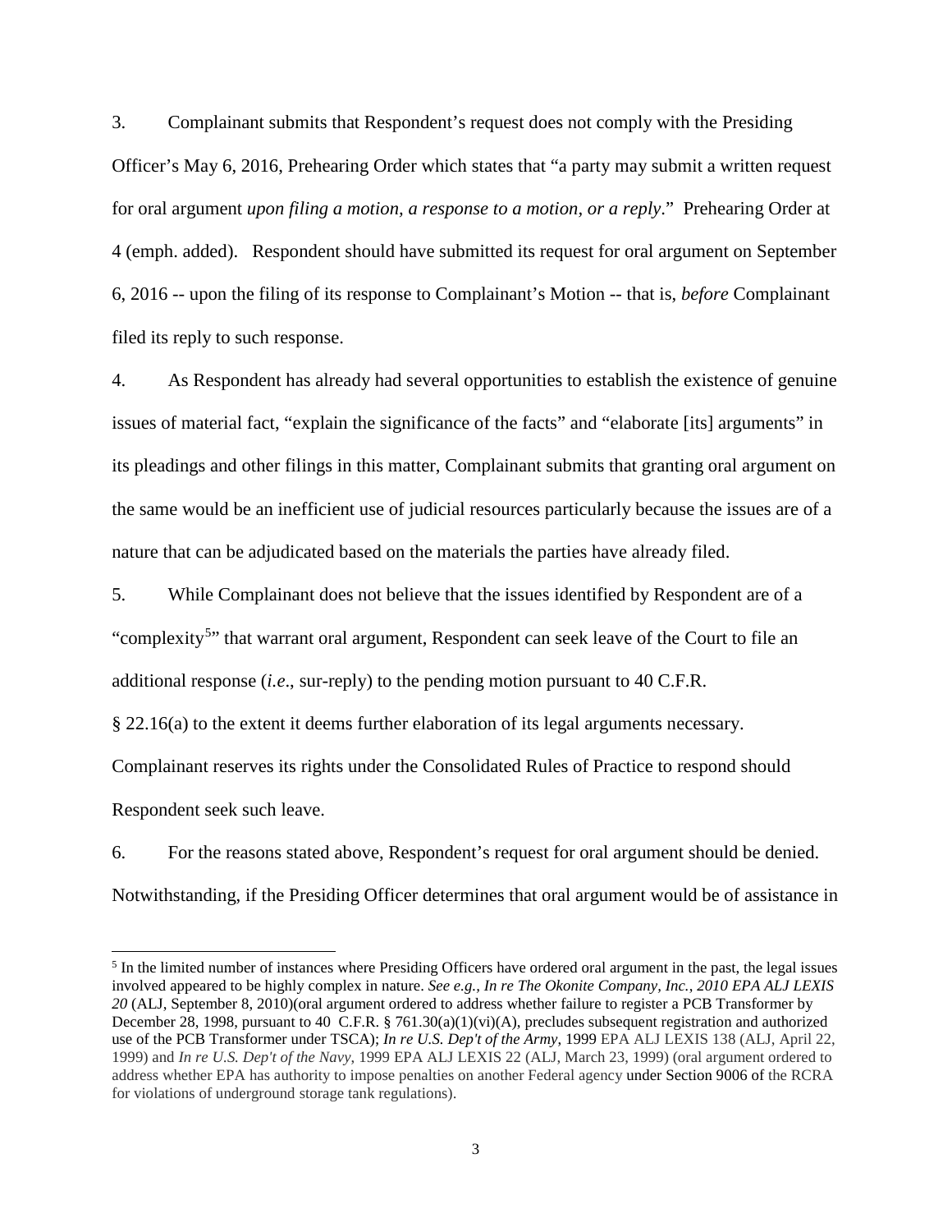3. Complainant submits that Respondent's request does not comply with the Presiding Officer's May 6, 2016, Prehearing Order which states that "a party may submit a written request for oral argument *upon filing a motion, a response to a motion, or a reply*." Prehearing Order at 4 (emph. added). Respondent should have submitted its request for oral argument on September 6, 2016 -- upon the filing of its response to Complainant's Motion -- that is, *before* Complainant filed its reply to such response.

4. As Respondent has already had several opportunities to establish the existence of genuine issues of material fact, "explain the significance of the facts" and "elaborate [its] arguments" in its pleadings and other filings in this matter, Complainant submits that granting oral argument on the same would be an inefficient use of judicial resources particularly because the issues are of a nature that can be adjudicated based on the materials the parties have already filed.

5. While Complainant does not believe that the issues identified by Respondent are of a "complexity[5]" that warrant oral argument, Respondent can seek leave of the Court to file an additional response (*i.e*., sur-reply) to the pending motion pursuant to 40 C.F.R. § 22.16(a) to the extent it deems further elaboration of its legal arguments necessary. Complainant reserves its rights under the Consolidated Rules of Practice to respond should Respondent seek such leave.

6. For the reasons stated above, Respondent's request for oral argument should be denied. Notwithstanding, if the Presiding Officer determines that oral argument would be of assistance in

[5] In the limited number of instances where Presiding Officers have ordered oral argument in the past, the legal issues involved appeared to be highly complex in nature. *See e.g., In re The Okonite Company, Inc., 2010 EPA ALJ LEXIS 20* (ALJ, September 8, 2010)(oral argument ordered to address whether failure to register a PCB Transformer by December 28, 1998, pursuant to 40 C.F.R. § 761.30(a)(1)(vi)(A), precludes subsequent registration and authorized use of the PCB Transformer under TSCA); *In re U.S. Dep't of the Army*, 1999 EPA ALJ LEXIS 138 (ALJ, April 22, 1999) and *In re U.S. Dep't of the Navy,* 1999 EPA ALJ LEXIS 22 (ALJ, March 23, 1999) (oral argument ordered to address whether EPA has authority to impose penalties on another Federal agency under Section 9006 of the RCRA for violations of underground storage tank regulations).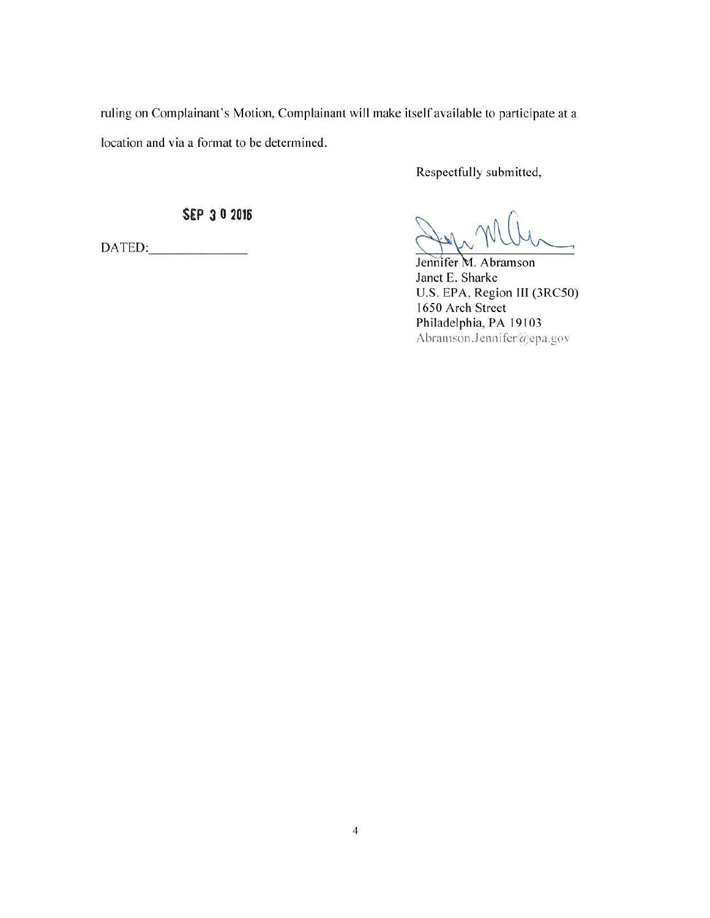ruling on Complainant's Motion, Complainant will make itself available to participate at a location and via a format to be determined.

Respectfully submitted,

DATED: SEP 30 2016

Jennifer M. Abramson
Janet E. Sharke
U.S. EPA, Region III (3RC50)
1650 Arch Street
Philadelphia, PA 19103
Abramson.Jennifer@epa.gov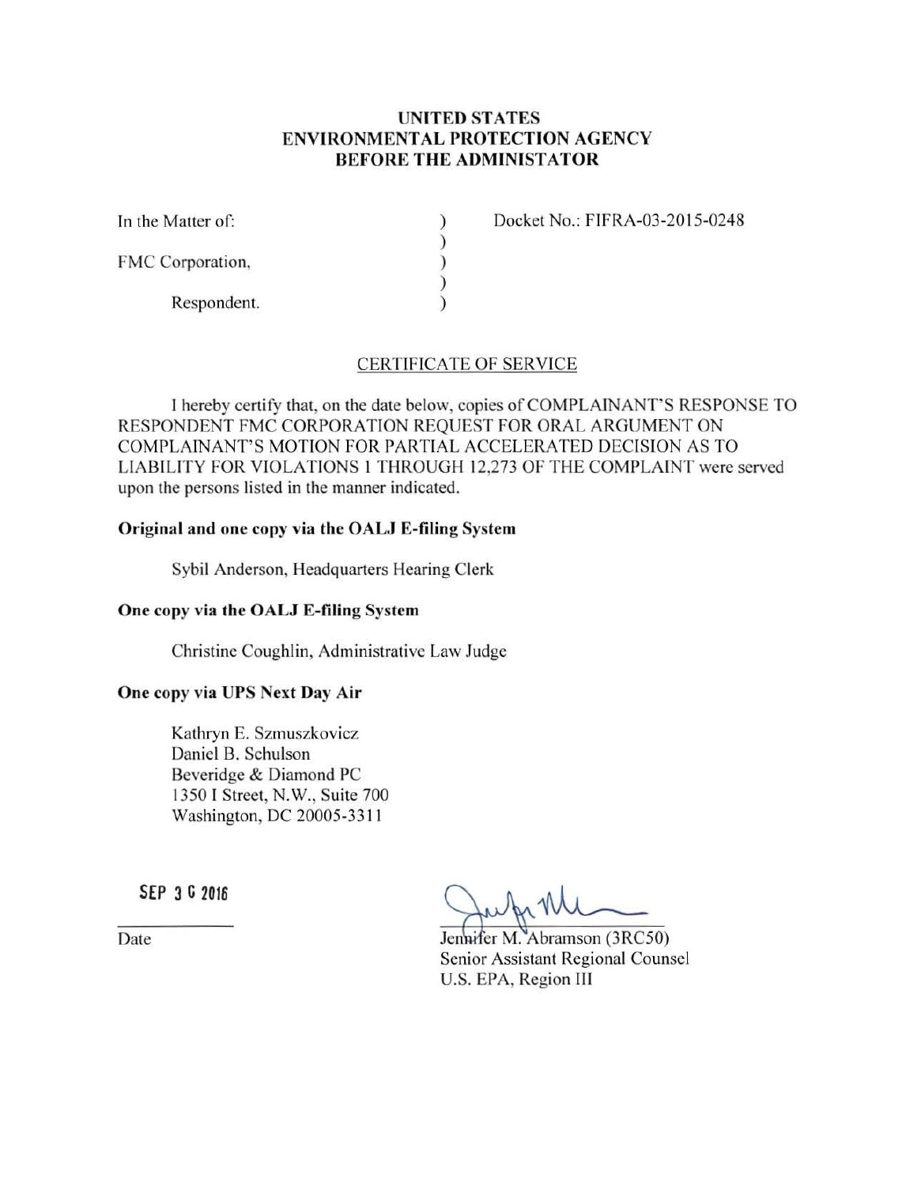**UNITED STATES**
**ENVIRONMENTAL PROTECTION AGENCY**
**BEFORE THE ADMINISTATOR**

In the Matter of: ) Docket No.: FIFRA-03-2015-0248
)
FMC Corporation, )
)
Respondent. )

CERTIFICATE OF SERVICE

I hereby certify that, on the date below, copies of COMPLAINANT'S RESPONSE TO RESPONDENT FMC CORPORATION REQUEST FOR ORAL ARGUMENT ON COMPLAINANT'S MOTION FOR PARTIAL ACCELERATED DECISION AS TO LIABILITY FOR VIOLATIONS 1 THROUGH 12,273 OF THE COMPLAINT were served upon the persons listed in the manner indicated.

**Original and one copy via the OALJ E-filing System**

Sybil Anderson, Headquarters Hearing Clerk

**One copy via the OALJ E-filing System**

Christine Coughlin, Administrative Law Judge

**One copy via UPS Next Day Air**

Kathryn E. Szmuszkovicz
Daniel B. Schulson
Beveridge & Diamond PC
1350 I Street, N.W., Suite 700
Washington, DC 20005-3311

SEP 3 0 2016

Date

Jennifer M. Abramson (3RC50)
Senior Assistant Regional Counsel
U.S. EPA, Region III